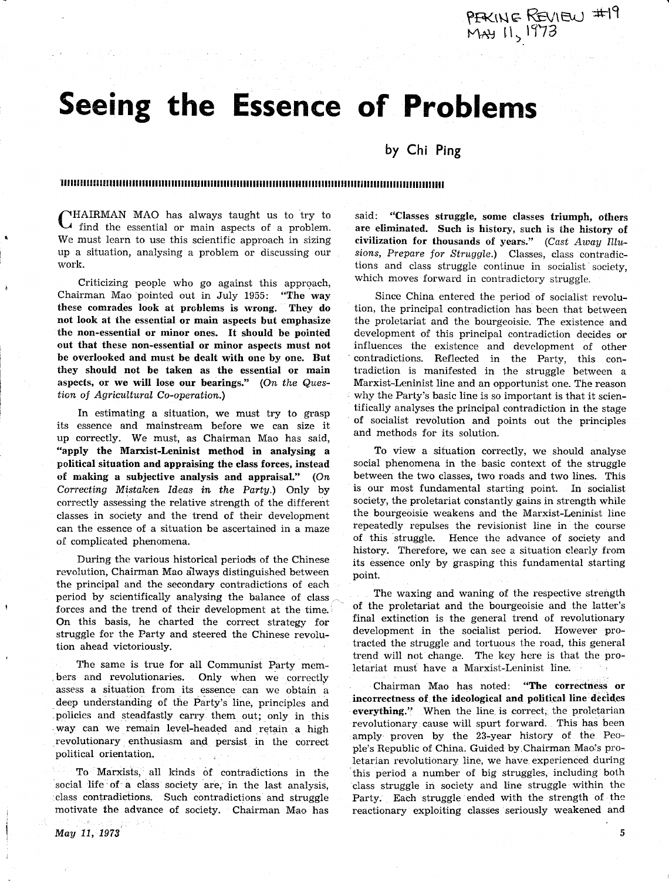# Seeing the Essence of Problems

by Chi Ping

CHAIRMAN MAO has always taught us to try to find the essential or main aspects of a problem. We must learn to use this scientific approach in sizing up a situation, analysing a problem or discussing our work.

Criticizing people who go against this approach, Chairman Mao pointed out in July 1955: **"The way these comrades look at problems is wrong. They do not look at the essential or main aspects but emphasize the non-essential or minor ones. It should be pointed out that these non-essential or minor aspects must not be overlooked and must be dealt with one by one. But they should not be taken as the essential or main aspects, or we will lose our bearings."** (*On the Question of Agricultural Co-operation.*)

In estimating a situation, we must try to grasp its essence and mainstream before we can size it up correctly. We must, as Chairman Mao has said, **"apply the Marxist-Leninist method in analysing a political situation and appraising the class forces, instead of making a subjective analysis and appraisal."** (*On Correcting Mistaken Ideas in the Party.*) Only by correctly assessing the relative strength of the different classes in society and the trend of their development can the essence of a situation be ascertained in a maze of complicated phenomena.

During the various historical periods of the Chinese revolution, Chairman Mao always distinguished between the principal and the secondary contradictions of each period by scientifically analysing the balance of class forces and the trend of their development at the time. On this basis, he charted the correct strategy for struggle for the Party and steered the Chinese revolution ahead victoriously.

The same is true for all Communist Party members and revolutionaries. Only when we correctly assess a situation from its essence can we obtain a deep understanding of the Party's line, principles and policies and steadfastly carry them out; only in this way can we remain level-headed and retain a high revolutionary enthusiasm and persist in the correct political orientation.

To Marxists, all kinds of contradictions in the social life of a class society are, in the last analysis, class contradictions. Such contradictions and struggle motivate the advance of society. Chairman Mao has said: **"Classes struggle, some classes triumph, others are eliminated. Such is history, such is the history of civilization for thousands of years."** (*Cast Away Illusions, Prepare for Struggle.*) Classes, class contradictions and class struggle continue in socialist society, which moves forward in contradictory struggle.

Since China entered the period of socialist revolution, the principal contradiction has been that between the proletariat and the bourgeoisie. The existence and development of this principal contradiction decides or influences the existence and development of other contradictions. Reflected in the Party, this contradiction is manifested in the struggle between a Marxist-Leninist line and an opportunist one. The reason why the Party's basic line is so important is that it scientifically analyses the principal contradiction in the stage of socialist revolution and points out the principles and methods for its solution.

To view a situation correctly, we should analyse social phenomena in the basic context of the struggle between the two classes, two roads and two lines. This is our most fundamental starting point. In socialist society, the proletariat constantly gains in strength while the bourgeoisie weakens and the Marxist-Leninist line repeatedly repulses the revisionist line in the course of this struggle. Hence the advance of society and history. Therefore, we can see a situation clearly from its essence only by grasping this fundamental starting point.

The waxing and waning of the respective strength of the proletariat and the bourgeoisie and the latter's final extinction is the general trend of revolutionary development in the socialist period. However protracted the struggle and tortuous the road, this general trend will not change. The key here is that the proletariat must have a Marxist-Leninist line.

Chairman Mao has noted: **"The correctness or incorrectness of the ideological and political line decides everything."** When the line is correct, the proletarian revolutionary cause will spurt forward. This has been amply proven by the 23-year history of the People's Republic of China. Guided by Chairman Mao's proletarian revolutionary line, we have experienced during this period a number of big struggles, including both class struggle in society and line struggle within the Party. Each struggle ended with the strength of the reactionary exploiting classes seriously weakened and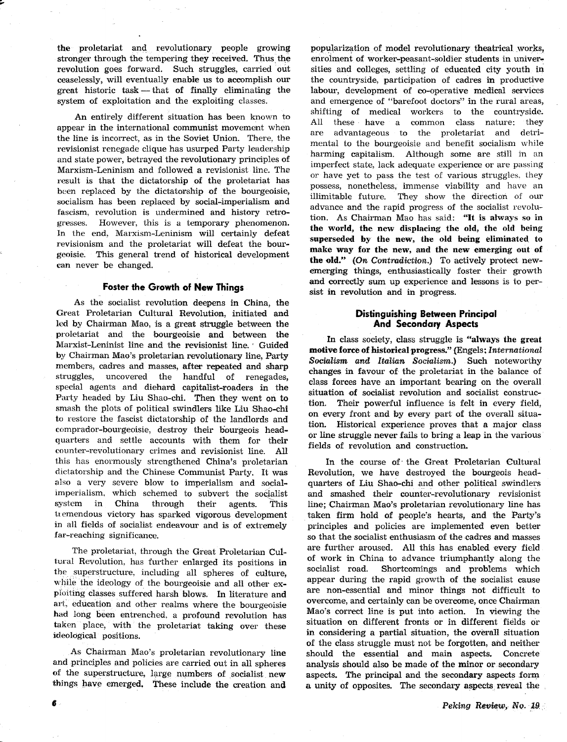the proletariat and revolutionary people growing stronger through the tempering they received. Thus the revolution goes forward. Such struggles, carried out ceaselessly, will eventually enable us to accomplish our great historic task — that of finally eliminating the system of exploitation and the exploiting classes.

An entirely different situation has been known to appear in the international communist movement when the line is incorrect, as in the Soviet Union. There, the revisionist renegade clique has usurped Party leadership and state power, betrayed the revolutionary principles of Marxism-Leninism and followed a revisionist line. The result is that the dictatorship of the proletariat has been replaced by the dictatorship of the bourgeoisie, socialism has been replaced by social-imperialism and fascism, revolution is undermined and history retrogresses. However, this is a temporary phenomenon. In the end, Marxism-Leninism will certainly defeat revisionism and the proletariat will defeat the bourgeoisie. This general trend of historical development can never be changed.

## Foster the Growth of New Things

As the socialist revolution deepens in China, the Great Proletarian Cultural Revolution, initiated and led by Chairman Mao, is a great struggle between the proletariat and the bourgeoisie and between the Marxist-Leninist line and the revisionist line. Guided by Chairman Mao's proletarian revolutionary line, Party members, cadres and masses, after repeated and sharp struggles, uncovered the handful of renegades, special agents and diehard capitalist-roaders in the Party headed by Liu Shao-chi. Then they went on to smash the plots of political swindlers like Liu Shao-chi to restore the fascist dictatorship of the landlords and comprador-bourgeoisie, destroy their bourgeois headquarters and settle accounts with them for their counter-revolutionary crimes and revisionist line. All this has enormously strengthened China's proletarian dictatorship and the Chinese Communist Party. It was also a very severe blow to imperialism and social-imperialism, which schemed to subvert the socialist system in China through their agents. This tremendous victory has sparked vigorous development in all fields of socialist endeavour and is of extremely far-reaching significance.

The proletariat, through the Great Proletarian Cultural Revolution, has further enlarged its positions in the superstructure, including all spheres of culture, while the ideology of the bourgeoisie and all other exploiting classes suffered harsh blows. In literature and art, education and other realms where the bourgeoisie had long been entrenched, a profound revolution has taken place, with the proletariat taking over these ideological positions.

As Chairman Mao's proletarian revolutionary line and principles and policies are carried out in all spheres of the superstructure, large numbers of socialist new things have emerged. These include the creation and popularization of model revolutionary theatrical works, enrolment of worker-peasant-soldier students in universities and colleges, settling of educated city youth in the countryside, participation of cadres in productive labour, development of co-operative medical services and emergence of "barefoot doctors" in the rural areas, shifting of medical workers to the countryside. All these have a common class nature: they are advantageous to the proletariat and detrimental to the bourgeoisie and benefit socialism while harming capitalism. Although some are still in an imperfect state, lack adequate experience or are passing or have yet to pass the test of various struggles, they possess, nonetheless, immense viability and have an illimitable future. They show the direction of our advance and the rapid progress of the socialist revolution. As Chairman Mao has said: **"It is always so in the world, the new displacing the old, the old being superseded by the new, the old being eliminated to make way for the new, and the new emerging out of the old."** (*On Contradiction.*) To actively protect new-emerging things, enthusiastically foster their growth and correctly sum up experience and lessons is to persist in revolution and in progress.

## Distinguishing Between Principal And Secondary Aspects

In class society, class struggle is **"always the great motive force of historical progress."** (Engels; *International Socialism and Italian Socialism.*) Such noteworthy changes in favour of the proletariat in the balance of class forces have an important bearing on the overall situation of socialist revolution and socialist construction. Their powerful influence is felt in every field, on every front and by every part of the overall situation. Historical experience proves that a major class or line struggle never fails to bring a leap in the various fields of revolution and construction.

In the course of the Great Proletarian Cultural Revolution, we have destroyed the bourgeois headquarters of Liu Shao-chi and other political swindlers and smashed their counter-revolutionary revisionist line; Chairman Mao's proletarian revolutionary line has taken firm hold of people's hearts, and the Party's principles and policies are implemented even better so that the socialist enthusiasm of the cadres and masses are further aroused. All this has enabled every field of work in China to advance triumphantly along the socialist road. Shortcomings and problems which appear during the rapid growth of the socialist cause are non-essential and minor things not difficult to overcome, and certainly can be overcome, once Chairman Mao's correct line is put into action. In viewing the situation on different fronts or in different fields or in considering a partial situation, the overall situation of the class struggle must not be forgotten, and neither should the essential and main aspects. Concrete analysis should also be made of the minor or secondary aspects. The principal and the secondary aspects form a unity of opposites. The secondary aspects reveal the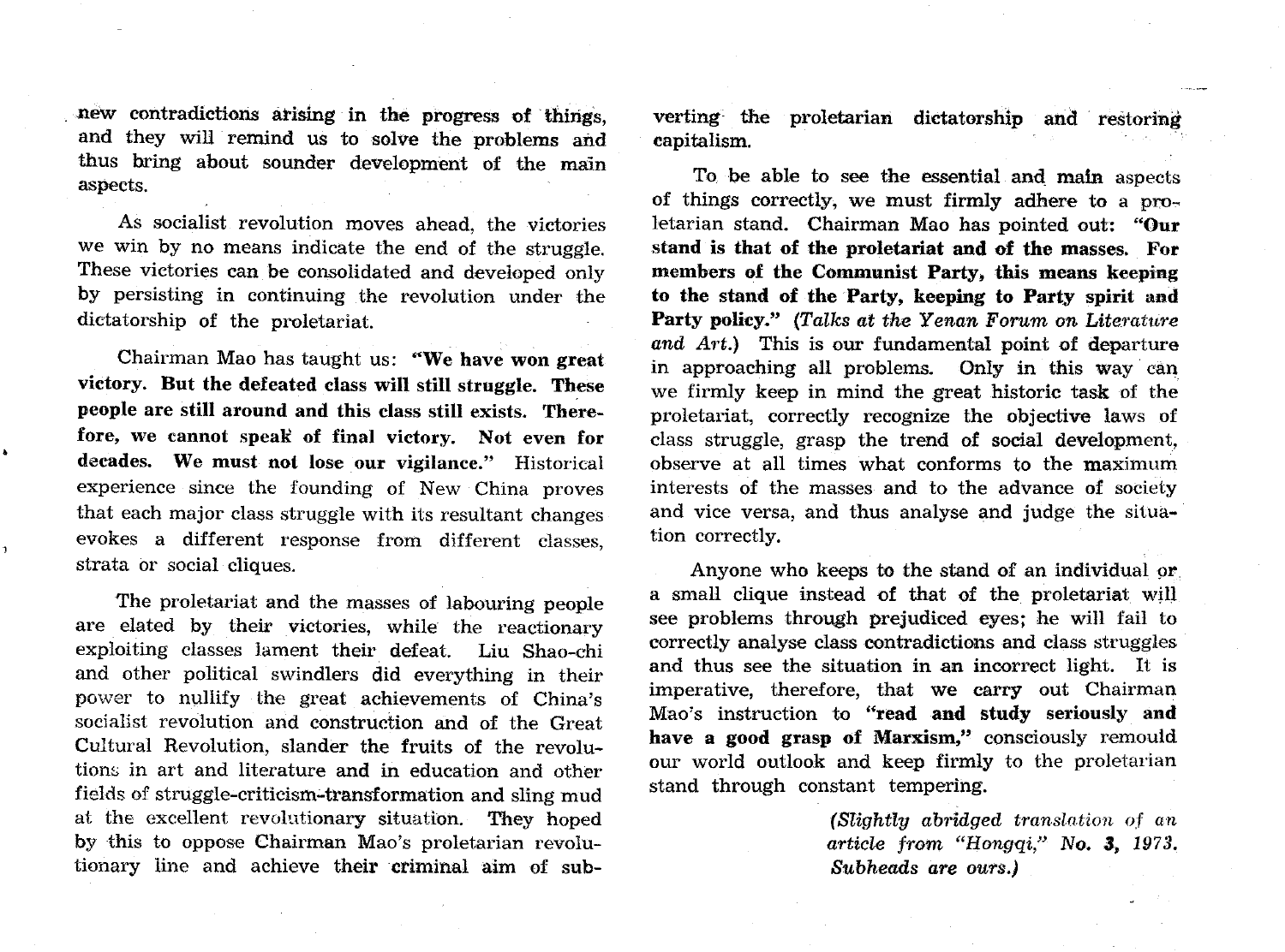new contradictions arising in the progress of things, and they will remind us to solve the problems and thus bring about sounder development of the main aspects.

As socialist revolution moves ahead, the victories we win by no means indicate the end of the struggle. These victories can be consolidated and developed only by persisting in continuing the revolution under the dictatorship of the proletariat.

Chairman Mao has taught us: **"We have won great victory. But the defeated class will still struggle. These people are still around and this class still exists. Therefore, we cannot speak of final victory. Not even for decades. We must not lose our vigilance."** Historical experience since the founding of New China proves that each major class struggle with its resultant changes evokes a different response from different classes, strata or social cliques.

The proletariat and the masses of labouring people are elated by their victories, while the reactionary exploiting classes lament their defeat. Liu Shao-chi and other political swindlers did everything in their power to nullify the great achievements of China's socialist revolution and construction and of the Great Cultural Revolution, slander the fruits of the revolutions in art and literature and in education and other fields of struggle-criticism-transformation and sling mud at the excellent revolutionary situation. They hoped by this to oppose Chairman Mao's proletarian revolutionary line and achieve their criminal aim of subverting the proletarian dictatorship and restoring capitalism.

To be able to see the essential and main aspects of things correctly, we must firmly adhere to a proletarian stand. Chairman Mao has pointed out: **"Our stand is that of the proletariat and of the masses. For members of the Communist Party, this means keeping to the stand of the Party, keeping to Party spirit and Party policy."** (*Talks at the Yenan Forum on Literature and Art.*) This is our fundamental point of departure in approaching all problems. Only in this way can we firmly keep in mind the great historic task of the proletariat, correctly recognize the objective laws of class struggle, grasp the trend of social development, observe at all times what conforms to the maximum interests of the masses and to the advance of society and vice versa, and thus analyse and judge the situation correctly.

Anyone who keeps to the stand of an individual or a small clique instead of that of the proletariat will see problems through prejudiced eyes; he will fail to correctly analyse class contradictions and class struggles and thus see the situation in an incorrect light. It is imperative, therefore, that we carry out Chairman Mao's instruction to **"read and study seriously and have a good grasp of Marxism,"** consciously remould our world outlook and keep firmly to the proletarian stand through constant tempering.

***(Slightly abridged translation of an article from "Hongqi," No. 3, 1973. Subheads are ours.)***